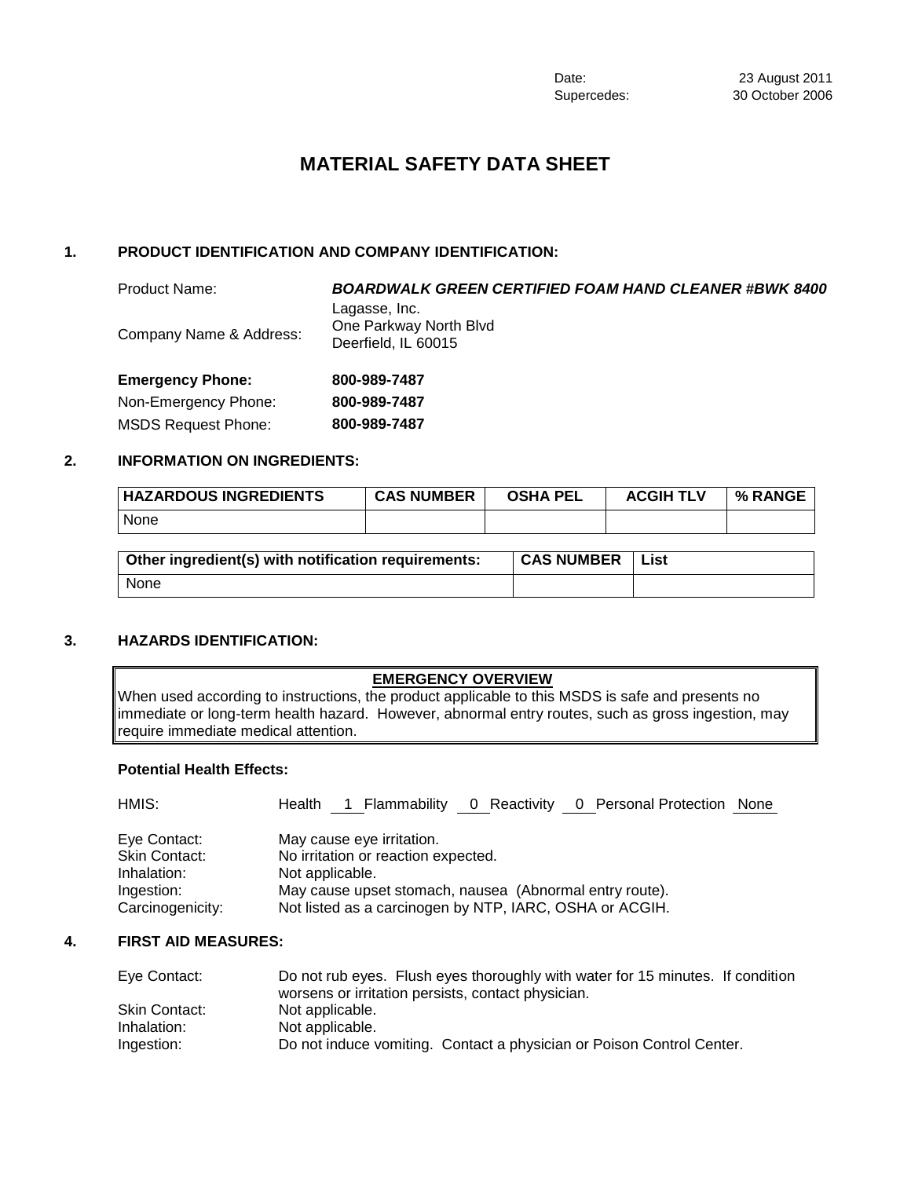Date: 23 August 2011
Supercedes: 30 October 2006

# MATERIAL SAFETY DATA SHEET

## 1. PRODUCT IDENTIFICATION AND COMPANY IDENTIFICATION:

Product Name: ***BOARDWALK GREEN CERTIFIED FOAM HAND CLEANER #BWK 8400***

Company Name & Address: Lagasse, Inc.
One Parkway North Blvd
Deerfield, IL 60015

**Emergency Phone:** **800-989-7487**

Non-Emergency Phone: **800-989-7487**

MSDS Request Phone: **800-989-7487**

## 2. INFORMATION ON INGREDIENTS:

| HAZARDOUS INGREDIENTS | CAS NUMBER | OSHA PEL | ACGIH TLV | % RANGE |
|---|---|---|---|---|
| None | | | | |

| Other ingredient(s) with notification requirements: | CAS NUMBER | List |
|---|---|---|
| None | | |

## 3. HAZARDS IDENTIFICATION:

**EMERGENCY OVERVIEW**

When used according to instructions, the product applicable to this MSDS is safe and presents no immediate or long-term health hazard. However, abnormal entry routes, such as gross ingestion, may require immediate medical attention.

**Potential Health Effects:**

HMIS: Health 1 Flammability 0 Reactivity 0 Personal Protection None

Eye Contact: May cause eye irritation.
Skin Contact: No irritation or reaction expected.
Inhalation: Not applicable.
Ingestion: May cause upset stomach, nausea (Abnormal entry route).
Carcinogenicity: Not listed as a carcinogen by NTP, IARC, OSHA or ACGIH.

## 4. FIRST AID MEASURES:

Eye Contact: Do not rub eyes. Flush eyes thoroughly with water for 15 minutes. If condition worsens or irritation persists, contact physician.
Skin Contact: Not applicable.
Inhalation: Not applicable.
Ingestion: Do not induce vomiting. Contact a physician or Poison Control Center.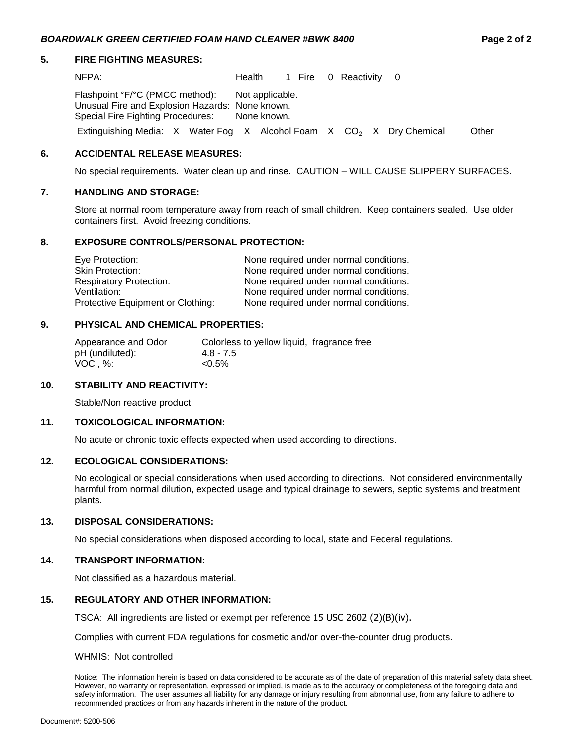## 5. FIRE FIGHTING MEASURES:

NFPA: Health 1 Fire 0 Reactivity 0

Flashpoint °F/°C (PMCC method): Not applicable.
Unusual Fire and Explosion Hazards: None known.
Special Fire Fighting Procedures: None known.

Extinguishing Media: X Water Fog X Alcohol Foam X $CO_2$ X Dry Chemical ____ Other

## 6. ACCIDENTAL RELEASE MEASURES:

No special requirements. Water clean up and rinse. CAUTION – WILL CAUSE SLIPPERY SURFACES.

## 7. HANDLING AND STORAGE:

Store at normal room temperature away from reach of small children. Keep containers sealed. Use older containers first. Avoid freezing conditions.

## 8. EXPOSURE CONTROLS/PERSONAL PROTECTION:

| | |
|---|---|
| Eye Protection: | None required under normal conditions. |
| Skin Protection: | None required under normal conditions. |
| Respiratory Protection: | None required under normal conditions. |
| Ventilation: | None required under normal conditions. |
| Protective Equipment or Clothing: | None required under normal conditions. |

## 9. PHYSICAL AND CHEMICAL PROPERTIES:

| | |
|---|---|
| Appearance and Odor | Colorless to yellow liquid, fragrance free |
| pH (undiluted): | 4.8 - 7.5 |
| VOC , %: | <0.5% |

## 10. STABILITY AND REACTIVITY:

Stable/Non reactive product.

## 11. TOXICOLOGICAL INFORMATION:

No acute or chronic toxic effects expected when used according to directions.

## 12. ECOLOGICAL CONSIDERATIONS:

No ecological or special considerations when used according to directions. Not considered environmentally harmful from normal dilution, expected usage and typical drainage to sewers, septic systems and treatment plants.

## 13. DISPOSAL CONSIDERATIONS:

No special considerations when disposed according to local, state and Federal regulations.

## 14. TRANSPORT INFORMATION:

Not classified as a hazardous material.

## 15. REGULATORY AND OTHER INFORMATION:

TSCA: All ingredients are listed or exempt per reference 15 USC 2602 (2)(B)(iv).

Complies with current FDA regulations for cosmetic and/or over-the-counter drug products.

WHMIS: Not controlled

Notice: The information herein is based on data considered to be accurate as of the date of preparation of this material safety data sheet. However, no warranty or representation, expressed or implied, is made as to the accuracy or completeness of the foregoing data and safety information. The user assumes all liability for any damage or injury resulting from abnormal use, from any failure to adhere to recommended practices or from any hazards inherent in the nature of the product.

Document#: 5200-506